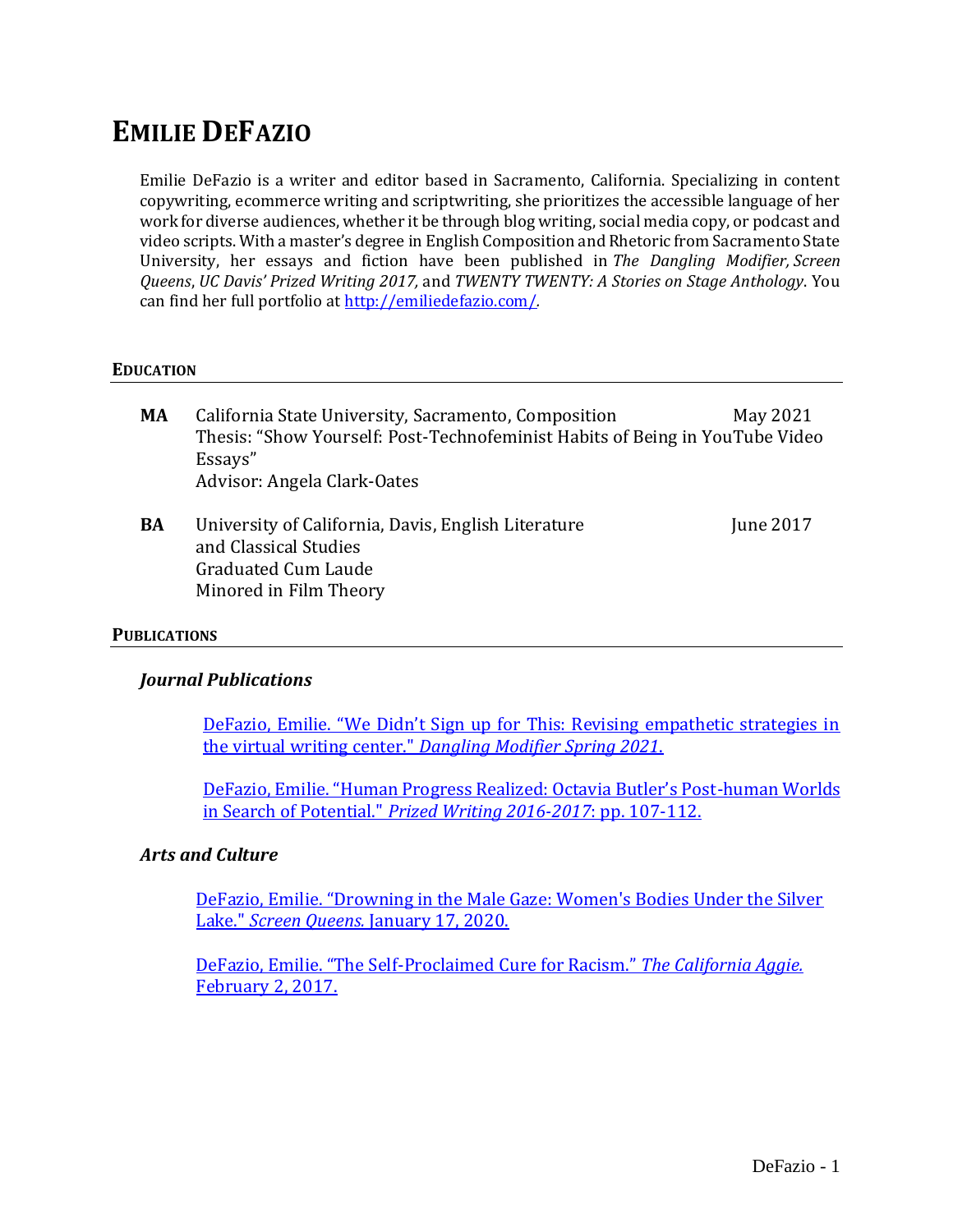# EMILIE DEFAZIO

Emilie DeFazio is a writer and editor based in Sacramento, California. Specializing in content copywriting, ecommerce writing and scriptwriting, she prioritizes the accessible language of her work for diverse audiences, whether it be through blog writing, social media copy, or podcast and video scripts. With a master's degree in English Composition and Rhetoric from Sacramento State University, her essays and fiction have been published in *The Dangling Modifier, Screen Queens*, *UC Davis' Prized Writing 2017,* and *TWENTY TWENTY: A Stories on Stage Anthology*. You can find her full portfolio at [http://emiliedefazio.com/](http://emiliedefazio.com/).

## EDUCATION

**MA** California State University, Sacramento, Composition — May 2021
Thesis: "Show Yourself: Post-Technofeminist Habits of Being in YouTube Video Essays"
Advisor: Angela Clark-Oates

**BA** University of California, Davis, English Literature and Classical Studies — June 2017
Graduated Cum Laude
Minored in Film Theory

## PUBLICATIONS

### *Journal Publications*

DeFazio, Emilie. "We Didn't Sign up for This: Revising empathetic strategies in the virtual writing center." *Dangling Modifier Spring 2021*.

DeFazio, Emilie. "Human Progress Realized: Octavia Butler's Post-human Worlds in Search of Potential." *Prized Writing 2016-2017*: pp. 107-112.

### *Arts and Culture*

DeFazio, Emilie. "Drowning in the Male Gaze: Women's Bodies Under the Silver Lake." *Screen Queens.* January 17, 2020.

DeFazio, Emilie. "The Self-Proclaimed Cure for Racism." *The California Aggie.* February 2, 2017.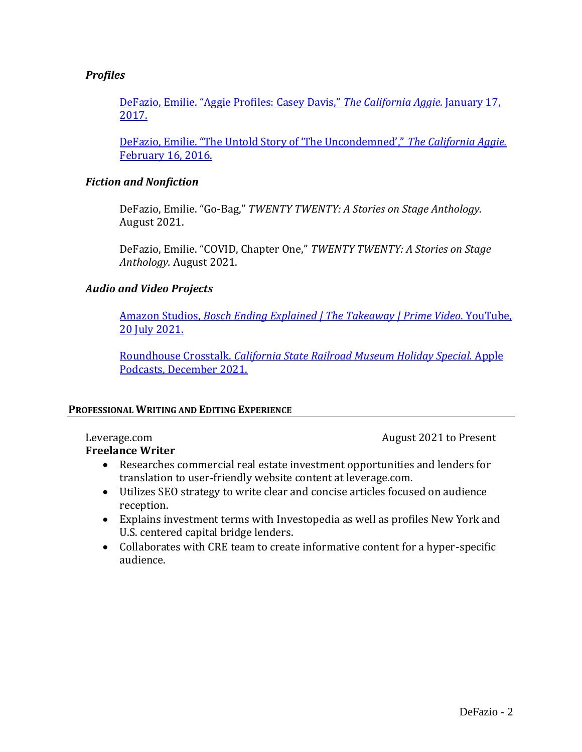### *Profiles*

DeFazio, Emilie. "Aggie Profiles: Casey Davis," *The California Aggie.* January 17, 2017.

DeFazio, Emilie. "The Untold Story of 'The Uncondemned'," *The California Aggie.* February 16, 2016.

### *Fiction and Nonfiction*

DeFazio, Emilie. "Go-Bag," *TWENTY TWENTY: A Stories on Stage Anthology.* August 2021.

DeFazio, Emilie. "COVID, Chapter One," *TWENTY TWENTY: A Stories on Stage Anthology.* August 2021.

### *Audio and Video Projects*

Amazon Studios, *Bosch Ending Explained | The Takeaway | Prime Video*. YouTube, 20 July 2021.

Roundhouse Crosstalk. *California State Railroad Museum Holiday Special.* Apple Podcasts, December 2021.

## Professional Writing and Editing Experience

Leverage.com — August 2021 to Present

**Freelance Writer**

- Researches commercial real estate investment opportunities and lenders for translation to user-friendly website content at leverage.com.
- Utilizes SEO strategy to write clear and concise articles focused on audience reception.
- Explains investment terms with Investopedia as well as profiles New York and U.S. centered capital bridge lenders.
- Collaborates with CRE team to create informative content for a hyper-specific audience.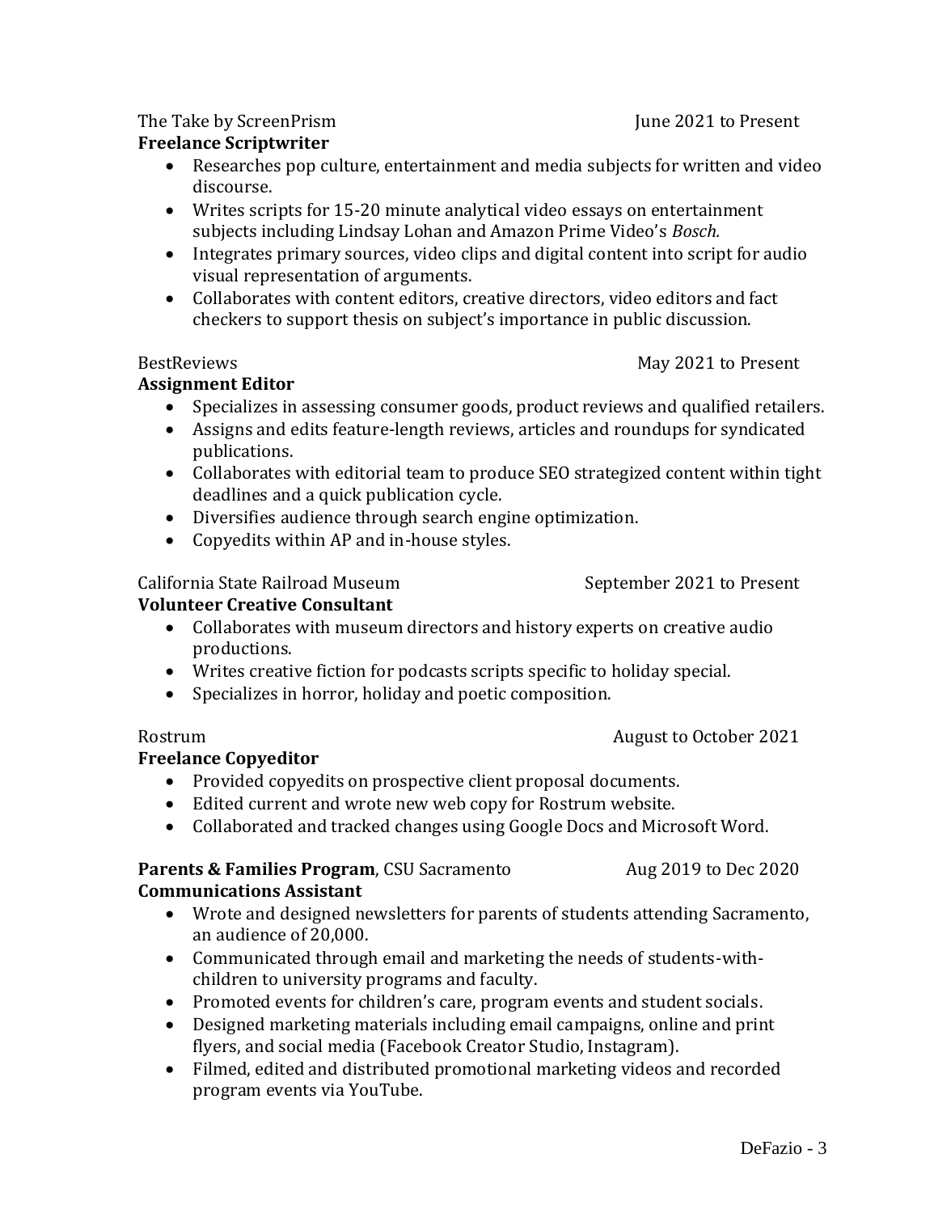The Take by ScreenPrism June 2021 to Present

**Freelance Scriptwriter**

- Researches pop culture, entertainment and media subjects for written and video discourse.
- Writes scripts for 15-20 minute analytical video essays on entertainment subjects including Lindsay Lohan and Amazon Prime Video's *Bosch.*
- Integrates primary sources, video clips and digital content into script for audio visual representation of arguments.
- Collaborates with content editors, creative directors, video editors and fact checkers to support thesis on subject's importance in public discussion.

BestReviews May 2021 to Present

**Assignment Editor**

- Specializes in assessing consumer goods, product reviews and qualified retailers.
- Assigns and edits feature-length reviews, articles and roundups for syndicated publications.
- Collaborates with editorial team to produce SEO strategized content within tight deadlines and a quick publication cycle.
- Diversifies audience through search engine optimization.
- Copyedits within AP and in-house styles.

California State Railroad Museum September 2021 to Present

**Volunteer Creative Consultant**

- Collaborates with museum directors and history experts on creative audio productions.
- Writes creative fiction for podcasts scripts specific to holiday special.
- Specializes in horror, holiday and poetic composition.

Rostrum August to October 2021

**Freelance Copyeditor**

- Provided copyedits on prospective client proposal documents.
- Edited current and wrote new web copy for Rostrum website.
- Collaborated and tracked changes using Google Docs and Microsoft Word.

**Parents & Families Program**, CSU Sacramento Aug 2019 to Dec 2020

**Communications Assistant**

- Wrote and designed newsletters for parents of students attending Sacramento, an audience of 20,000.
- Communicated through email and marketing the needs of students-with-children to university programs and faculty.
- Promoted events for children's care, program events and student socials.
- Designed marketing materials including email campaigns, online and print flyers, and social media (Facebook Creator Studio, Instagram).
- Filmed, edited and distributed promotional marketing videos and recorded program events via YouTube.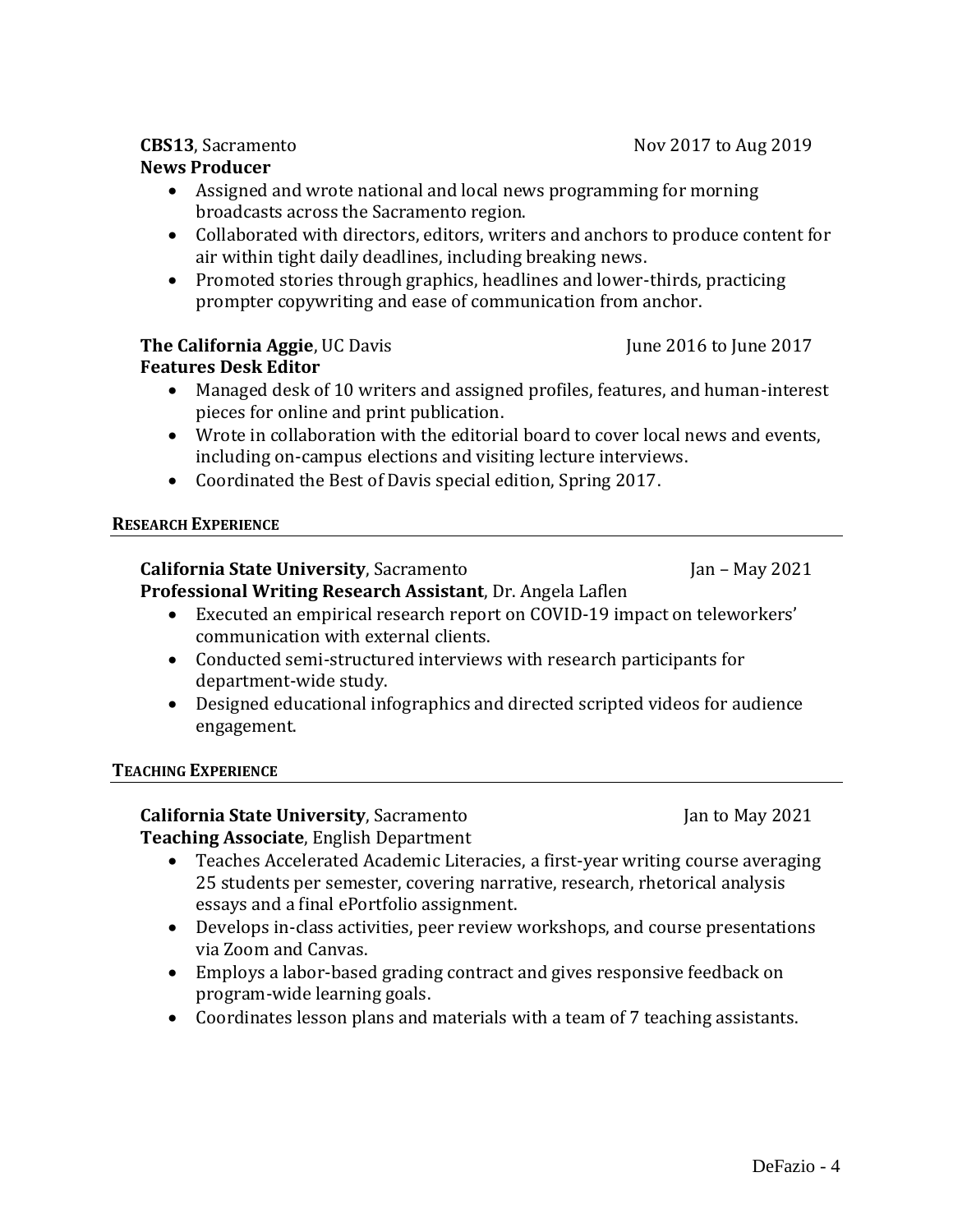**CBS13**, Sacramento Nov 2017 to Aug 2019
**News Producer**

- Assigned and wrote national and local news programming for morning broadcasts across the Sacramento region.
- Collaborated with directors, editors, writers and anchors to produce content for air within tight daily deadlines, including breaking news.
- Promoted stories through graphics, headlines and lower-thirds, practicing prompter copywriting and ease of communication from anchor.

**The California Aggie**, UC Davis June 2016 to June 2017
**Features Desk Editor**

- Managed desk of 10 writers and assigned profiles, features, and human-interest pieces for online and print publication.
- Wrote in collaboration with the editorial board to cover local news and events, including on-campus elections and visiting lecture interviews.
- Coordinated the Best of Davis special edition, Spring 2017.

## RESEARCH EXPERIENCE

**California State University**, Sacramento Jan – May 2021
**Professional Writing Research Assistant**, Dr. Angela Laflen

- Executed an empirical research report on COVID-19 impact on teleworkers' communication with external clients.
- Conducted semi-structured interviews with research participants for department-wide study.
- Designed educational infographics and directed scripted videos for audience engagement.

## TEACHING EXPERIENCE

**California State University**, Sacramento Jan to May 2021
**Teaching Associate**, English Department

- Teaches Accelerated Academic Literacies, a first-year writing course averaging 25 students per semester, covering narrative, research, rhetorical analysis essays and a final ePortfolio assignment.
- Develops in-class activities, peer review workshops, and course presentations via Zoom and Canvas.
- Employs a labor-based grading contract and gives responsive feedback on program-wide learning goals.
- Coordinates lesson plans and materials with a team of 7 teaching assistants.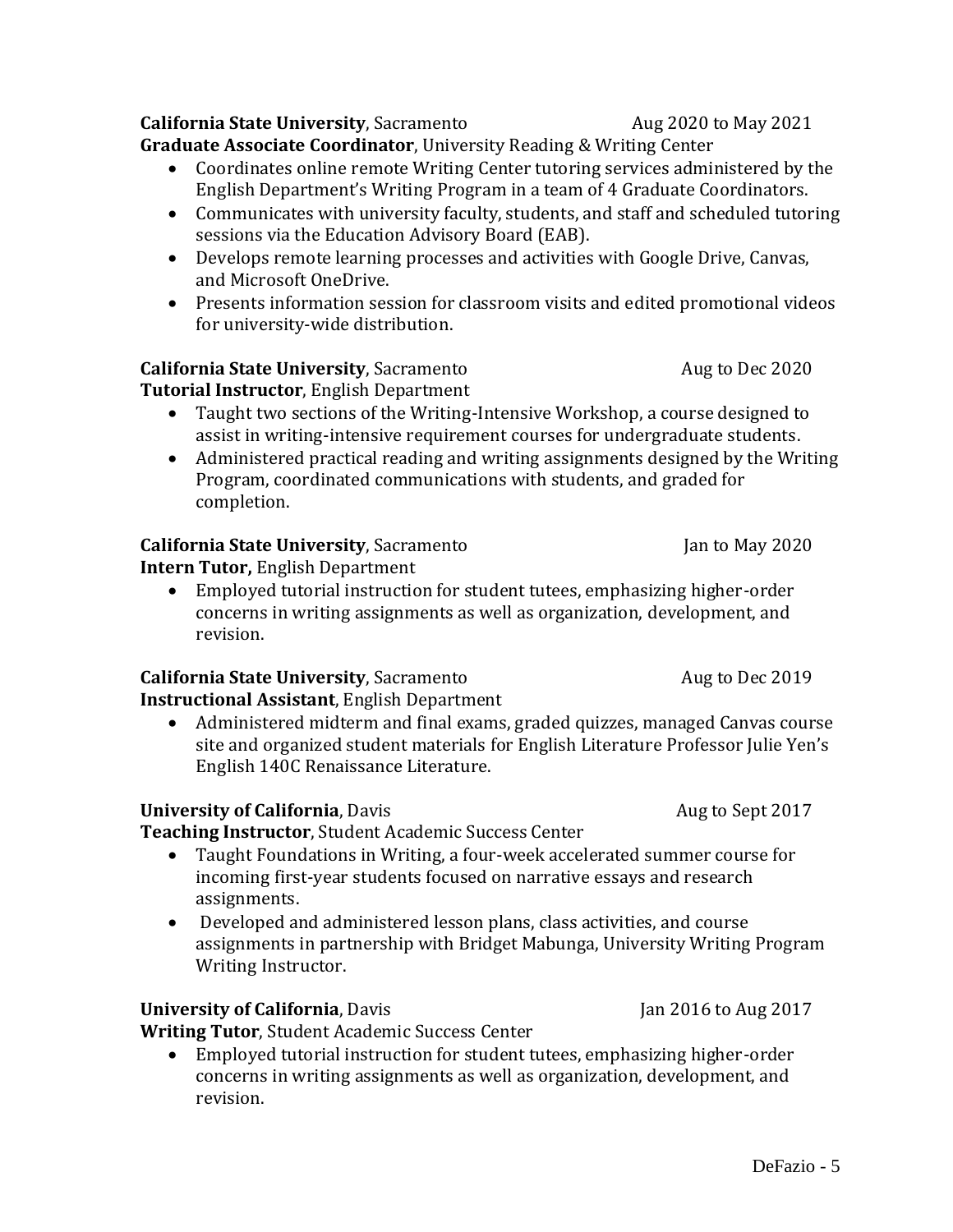**California State University**, Sacramento Aug 2020 to May 2021
**Graduate Associate Coordinator**, University Reading & Writing Center

- Coordinates online remote Writing Center tutoring services administered by the English Department's Writing Program in a team of 4 Graduate Coordinators.
- Communicates with university faculty, students, and staff and scheduled tutoring sessions via the Education Advisory Board (EAB).
- Develops remote learning processes and activities with Google Drive, Canvas, and Microsoft OneDrive.
- Presents information session for classroom visits and edited promotional videos for university-wide distribution.

**California State University**, Sacramento Aug to Dec 2020
**Tutorial Instructor**, English Department

- Taught two sections of the Writing-Intensive Workshop, a course designed to assist in writing-intensive requirement courses for undergraduate students.
- Administered practical reading and writing assignments designed by the Writing Program, coordinated communications with students, and graded for completion.

**California State University**, Sacramento Jan to May 2020
**Intern Tutor,** English Department

- Employed tutorial instruction for student tutees, emphasizing higher-order concerns in writing assignments as well as organization, development, and revision.

**California State University**, Sacramento Aug to Dec 2019
**Instructional Assistant**, English Department

- Administered midterm and final exams, graded quizzes, managed Canvas course site and organized student materials for English Literature Professor Julie Yen's English 140C Renaissance Literature.

**University of California**, Davis Aug to Sept 2017
**Teaching Instructor**, Student Academic Success Center

- Taught Foundations in Writing, a four-week accelerated summer course for incoming first-year students focused on narrative essays and research assignments.
- Developed and administered lesson plans, class activities, and course assignments in partnership with Bridget Mabunga, University Writing Program Writing Instructor.

**University of California**, Davis Jan 2016 to Aug 2017
**Writing Tutor**, Student Academic Success Center

- Employed tutorial instruction for student tutees, emphasizing higher-order concerns in writing assignments as well as organization, development, and revision.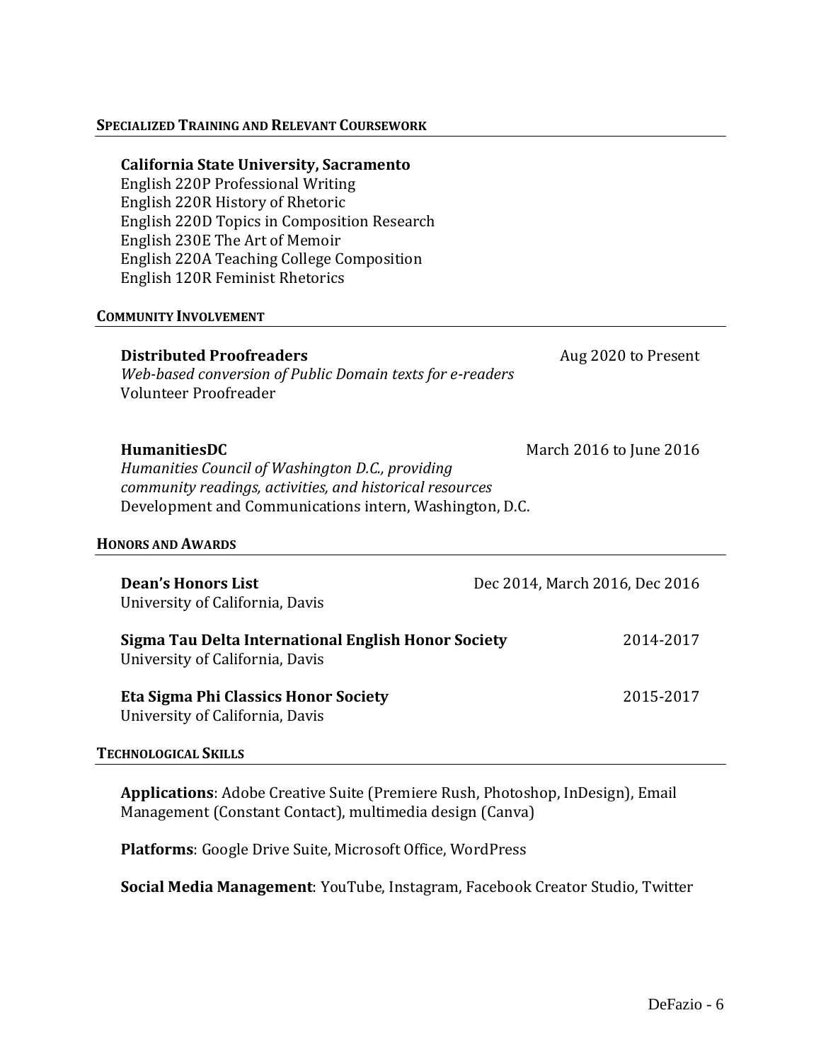## Specialized Training and Relevant Coursework

**California State University, Sacramento**
English 220P Professional Writing
English 220R History of Rhetoric
English 220D Topics in Composition Research
English 230E The Art of Memoir
English 220A Teaching College Composition
English 120R Feminist Rhetorics

## Community Involvement

**Distributed Proofreaders** — Aug 2020 to Present
*Web-based conversion of Public Domain texts for e-readers*
Volunteer Proofreader

**HumanitiesDC** — March 2016 to June 2016
*Humanities Council of Washington D.C., providing community readings, activities, and historical resources*
Development and Communications intern, Washington, D.C.

## Honors and Awards

**Dean's Honors List** — Dec 2014, March 2016, Dec 2016
University of California, Davis

**Sigma Tau Delta International English Honor Society** — 2014-2017
University of California, Davis

**Eta Sigma Phi Classics Honor Society** — 2015-2017
University of California, Davis

## Technological Skills

**Applications**: Adobe Creative Suite (Premiere Rush, Photoshop, InDesign), Email Management (Constant Contact), multimedia design (Canva)

**Platforms**: Google Drive Suite, Microsoft Office, WordPress

**Social Media Management**: YouTube, Instagram, Facebook Creator Studio, Twitter